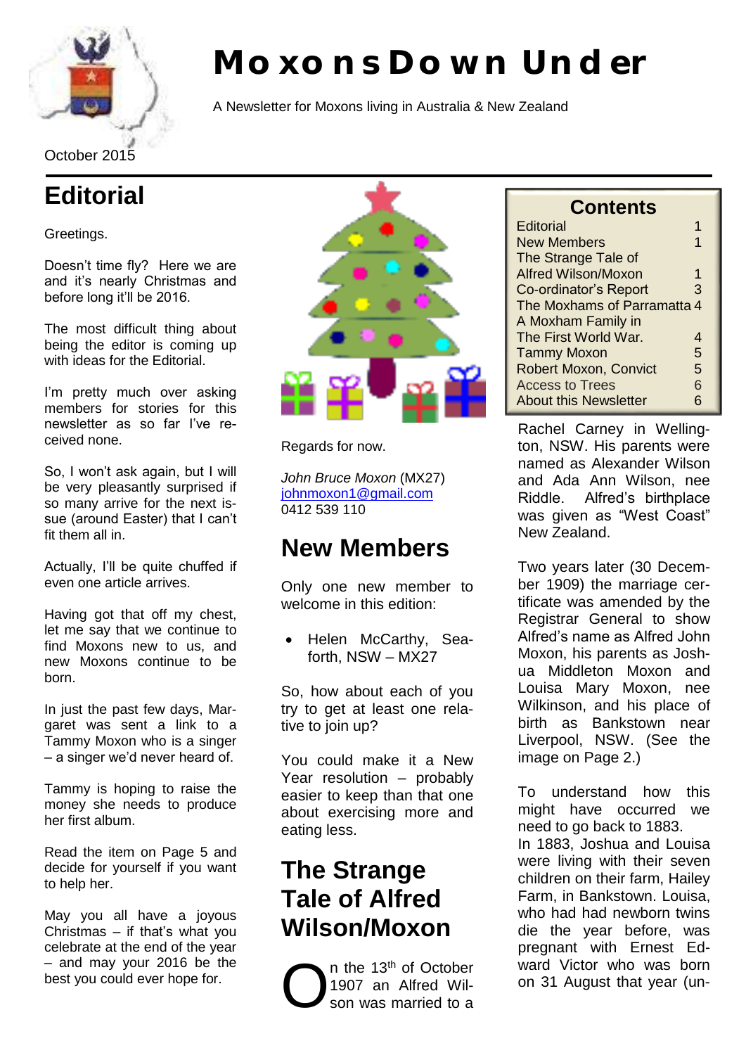# Moxons Down Under

A Newsletter for Moxons living in Australia & New Zealand

October 2015

## Editorial

Greetings.

Doesn't time fly? Here we are and it's nearly Christmas and before long it'll be 2016.

The most difficult thing about being the editor is coming up with ideas for the Editorial.

I'm pretty much over asking members for stories for this newsletter as so far I've received none.

So, I won't ask again, but I will be very pleasantly surprised if so many arrive for the next issue (around Easter) that I can't fit them all in.

Actually, I'll be quite chuffed if even one article arrives.

Having got that off my chest, let me say that we continue to find Moxons new to us, and new Moxons continue to be born.

In just the past few days, Margaret was sent a link to a Tammy Moxon who is a singer – a singer we'd never heard of.

Tammy is hoping to raise the money she needs to produce her first album.

Read the item on Page 5 and decide for yourself if you want to help her.

May you all have a joyous Christmas – if that's what you celebrate at the end of the year – and may your 2016 be the best you could ever hope for.

Regards for now.

*John Bruce Moxon* (MX27)
johnmoxon1@gmail.com
0412 539 110

## New Members

Only one new member to welcome in this edition:

- Helen McCarthy, Seaforth, NSW – MX27

So, how about each of you try to get at least one relative to join up?

You could make it a New Year resolution – probably easier to keep than that one about exercising more and eating less.

## The Strange Tale of Alfred Wilson/Moxon

On the 13th of October 1907 an Alfred Wilson was married to a Rachel Carney in Wellington, NSW. His parents were named as Alexander Wilson and Ada Ann Wilson, nee Riddle. Alfred's birthplace was given as "West Coast" New Zealand.

Two years later (30 December 1909) the marriage certificate was amended by the Registrar General to show Alfred's name as Alfred John Moxon, his parents as Joshua Middleton Moxon and Louisa Mary Moxon, nee Wilkinson, and his place of birth as Bankstown near Liverpool, NSW. (See the image on Page 2.)

To understand how this might have occurred we need to go back to 1883.

In 1883, Joshua and Louisa were living with their seven children on their farm, Hailey Farm, in Bankstown. Louisa, who had had newborn twins die the year before, was pregnant with Ernest Edward Victor who was born on 31 August that year (un-

| Contents | |
|---|---|
| Editorial | 1 |
| New Members | 1 |
| The Strange Tale of Alfred Wilson/Moxon | 1 |
| Co-ordinator's Report | 3 |
| The Moxhams of Parramatta | 4 |
| A Moxham Family in The First World War. | 4 |
| Tammy Moxon | 5 |
| Robert Moxon, Convict | 5 |
| Access to Trees | 6 |
| About this Newsletter | 6 |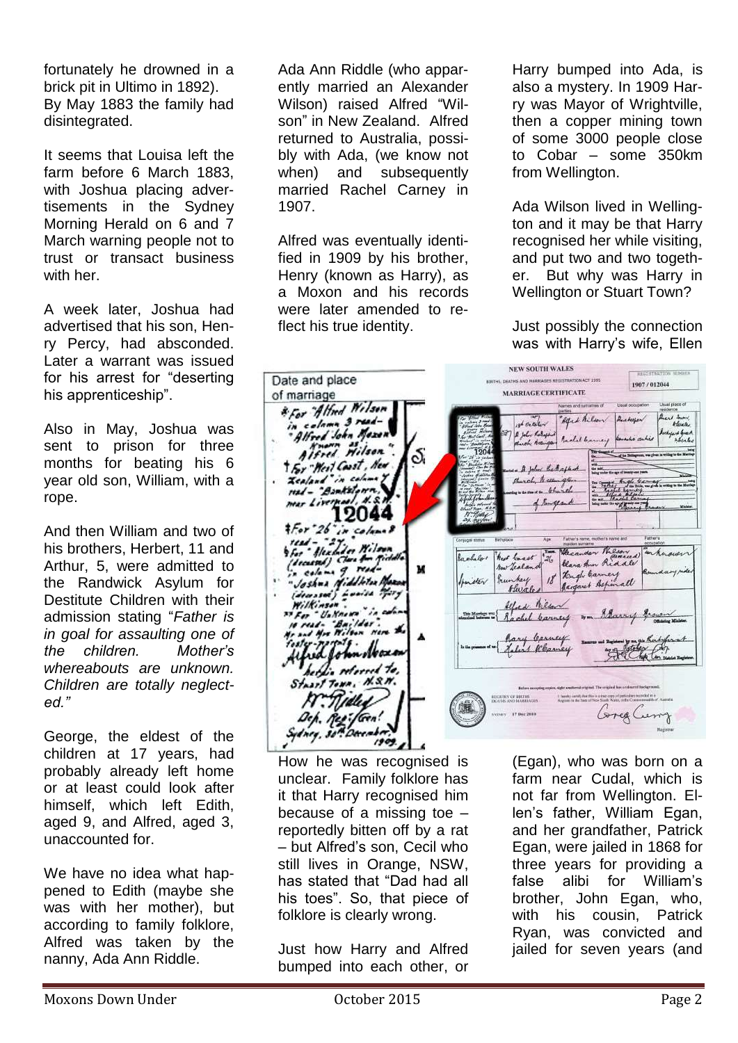fortunately he drowned in a brick pit in Ultimo in 1892). By May 1883 the family had disintegrated.

It seems that Louisa left the farm before 6 March 1883, with Joshua placing advertisements in the Sydney Morning Herald on 6 and 7 March warning people not to trust or transact business with her.

A week later, Joshua had advertised that his son, Henry Percy, had absconded. Later a warrant was issued for his arrest for "deserting his apprenticeship".

Also in May, Joshua was sent to prison for three months for beating his 6 year old son, William, with a rope.

And then William and two of his brothers, Herbert, 11 and Arthur, 5, were admitted to the Randwick Asylum for Destitute Children with their admission stating "*Father is in goal for assaulting one of the children. Mother's whereabouts are unknown. Children are totally neglected.*"

George, the eldest of the children at 17 years, had probably already left home or at least could look after himself, which left Edith, aged 9, and Alfred, aged 3, unaccounted for.

We have no idea what happened to Edith (maybe she was with her mother), but according to family folklore, Alfred was taken by the nanny, Ada Ann Riddle.

Ada Ann Riddle (who apparently married an Alexander Wilson) raised Alfred "Wilson" in New Zealand. Alfred returned to Australia, possibly with Ada, (we know not when) and subsequently married Rachel Carney in 1907.

Alfred was eventually identified in 1909 by his brother, Henry (known as Harry), as a Moxon and his records were later amended to reflect his true identity.

How he was recognised is unclear. Family folklore has it that Harry recognised him because of a missing toe – reportedly bitten off by a rat – but Alfred's son, Cecil who still lives in Orange, NSW, has stated that "Dad had all his toes". So, that piece of folklore is clearly wrong.

Just how Harry and Alfred bumped into each other, or Harry bumped into Ada, is also a mystery. In 1909 Harry was Mayor of Wrightville, then a copper mining town of some 3000 people close to Cobar – some 350km from Wellington.

Ada Wilson lived in Wellington and it may be that Harry recognised her while visiting, and put two and two together. But why was Harry in Wellington or Stuart Town?

Just possibly the connection was with Harry's wife, Ellen (Egan), who was born on a farm near Cudal, which is not far from Wellington. Ellen's father, William Egan, and her grandfather, Patrick Egan, were jailed in 1868 for three years for providing a false alibi for William's brother, John Egan, who, with his cousin, Patrick Ryan, was convicted and jailed for seven years (and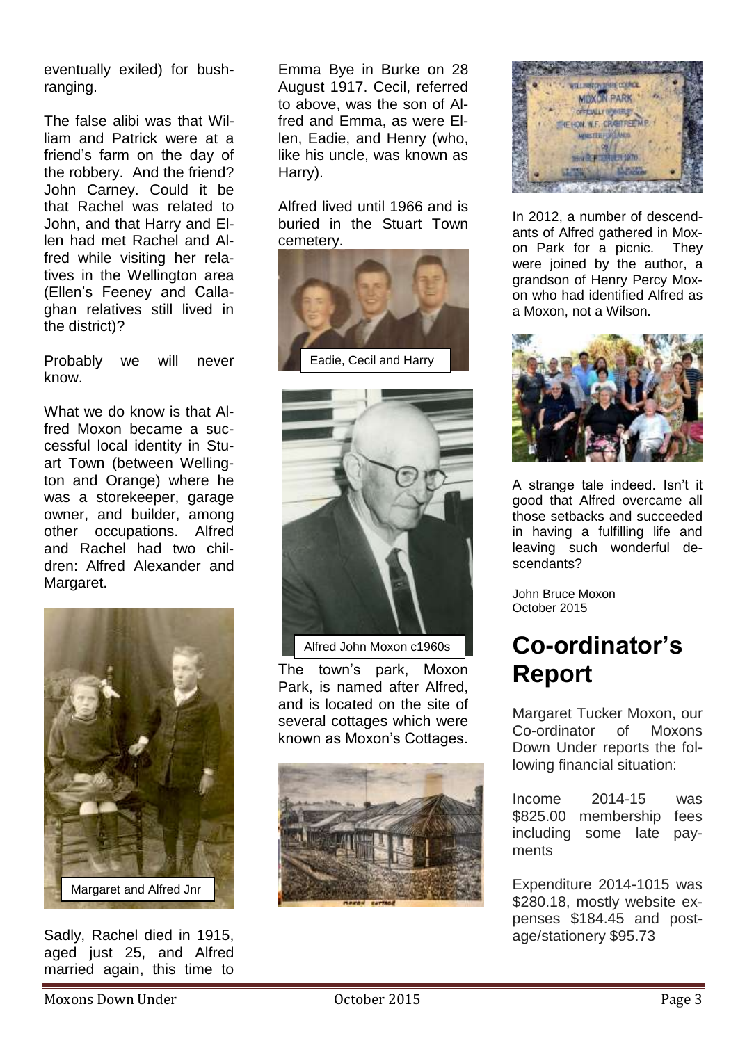eventually exiled) for bushranging.

The false alibi was that William and Patrick were at a friend's farm on the day of the robbery. And the friend? John Carney. Could it be that Rachel was related to John, and that Harry and Ellen had met Rachel and Alfred while visiting her relatives in the Wellington area (Ellen's Feeney and Callaghan relatives still lived in the district)?

Probably we will never know.

What we do know is that Alfred Moxon became a successful local identity in Stuart Town (between Wellington and Orange) where he was a storekeeper, garage owner, and builder, among other occupations. Alfred and Rachel had two children: Alfred Alexander and Margaret.

Margaret and Alfred Jnr

Sadly, Rachel died in 1915, aged just 25, and Alfred married again, this time to Emma Bye in Burke on 28 August 1917. Cecil, referred to above, was the son of Alfred and Emma, as were Ellen, Eadie, and Henry (who, like his uncle, was known as Harry).

Alfred lived until 1966 and is buried in the Stuart Town cemetery.

Eadie, Cecil and Harry

Alfred John Moxon c1960s

The town's park, Moxon Park, is named after Alfred, and is located on the site of several cottages which were known as Moxon's Cottages.

In 2012, a number of descendants of Alfred gathered in Moxon Park for a picnic. They were joined by the author, a grandson of Henry Percy Moxon who had identified Alfred as a Moxon, not a Wilson.

A strange tale indeed. Isn't it good that Alfred overcame all those setbacks and succeeded in having a fulfilling life and leaving such wonderful descendants?

John Bruce Moxon
October 2015

# Co-ordinator's Report

Margaret Tucker Moxon, our Co-ordinator of Moxons Down Under reports the following financial situation:

Income 2014-15 was $825.00 membership fees including some late payments

Expenditure 2014-1015 was $280.18, mostly website expenses $184.45 and postage/stationery $95.73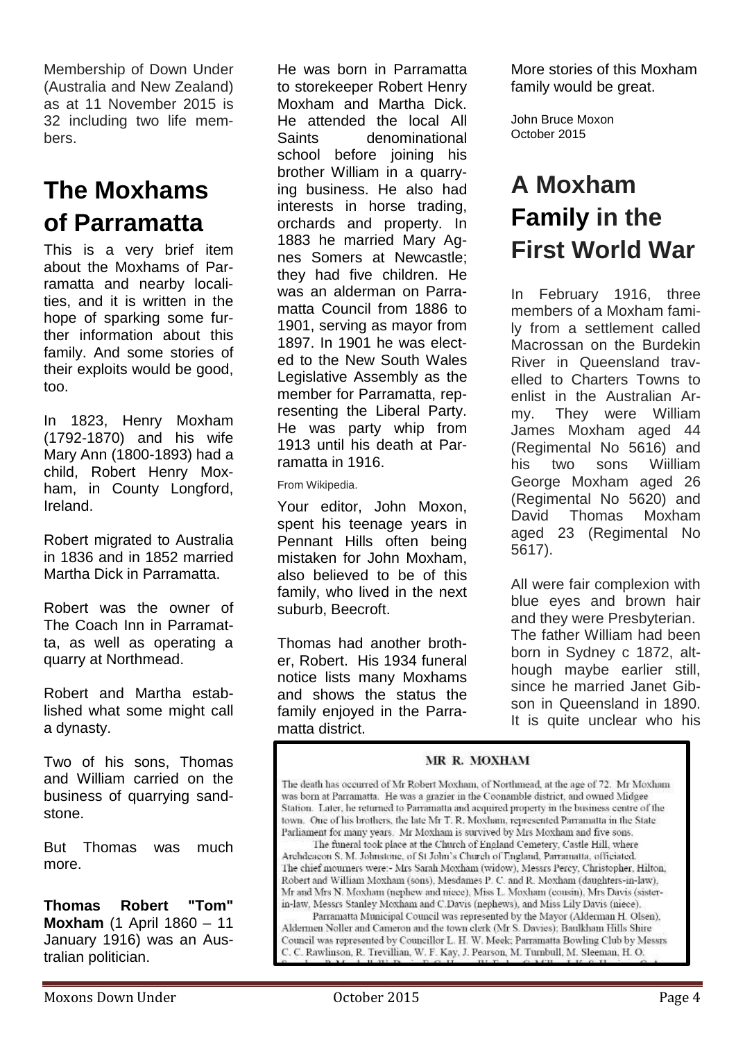Membership of Down Under (Australia and New Zealand) as at 11 November 2015 is 32 including two life members.

## The Moxhams of Parramatta

This is a very brief item about the Moxhams of Parramatta and nearby localities, and it is written in the hope of sparking some further information about this family. And some stories of their exploits would be good, too.

In 1823, Henry Moxham (1792-1870) and his wife Mary Ann (1800-1893) had a child, Robert Henry Moxham, in County Longford, Ireland.

Robert migrated to Australia in 1836 and in 1852 married Martha Dick in Parramatta.

Robert was the owner of The Coach Inn in Parramatta, as well as operating a quarry at Northmead.

Robert and Martha established what some might call a dynasty.

Two of his sons, Thomas and William carried on the business of quarrying sandstone.

But Thomas was much more.

**Thomas Robert "Tom" Moxham** (1 April 1860 – 11 January 1916) was an Australian politician.

He was born in Parramatta to storekeeper Robert Henry Moxham and Martha Dick. He attended the local All Saints denominational school before joining his brother William in a quarrying business. He also had interests in horse trading, orchards and property. In 1883 he married Mary Agnes Somers at Newcastle; they had five children. He was an alderman on Parramatta Council from 1886 to 1901, serving as mayor from 1897. In 1901 he was elected to the New South Wales Legislative Assembly as the member for Parramatta, representing the Liberal Party. He was party whip from 1913 until his death at Parramatta in 1916.

From Wikipedia.

Your editor, John Moxon, spent his teenage years in Pennant Hills often being mistaken for John Moxham, also believed to be of this family, who lived in the next suburb, Beecroft.

Thomas had another brother, Robert. His 1934 funeral notice lists many Moxhams and shows the status the family enjoyed in the Parramatta district.

More stories of this Moxham family would be great.

John Bruce Moxon
October 2015

## A Moxham Family in the First World War

In February 1916, three members of a Moxham family from a settlement called Macrossan on the Burdekin River in Queensland travelled to Charters Towns to enlist in the Australian Army. They were William James Moxham aged 44 (Regimental No 5616) and his two sons Wiilliam George Moxham aged 26 (Regimental No 5620) and David Thomas Moxham aged 23 (Regimental No 5617).

All were fair complexion with blue eyes and brown hair and they were Presbyterian. The father William had been born in Sydney c 1872, although maybe earlier still, since he married Janet Gibson in Queensland in 1890. It is quite unclear who his

**MR R. MOXHAM**

The death has occurred of Mr Robert Moxham, of Northmead, at the age of 72. Mr Moxham was born at Parramatta. He was a grazier in the Coonamble district, and owned Midgee Station. Later, he returned to Parramatta and acquired property in the business centre of the town. One of his brothers, the late Mr T. R. Moxham, represented Parramatta in the State Parliament for many years. Mr Moxham is survived by Mrs Moxham and five sons.

The funeral took place at the Church of England Cemetery, Castle Hill, where Archdeacon S. M. Johnstone, of St John's Church of England, Parramatta, officiated. The chief mourners were:- Mrs Sarah Moxham (widow), Messrs Percy, Christopher, Hilton, Robert and William Moxham (sons), Mesdames P. C. and R. Moxham (daughters-in-law), Mr and Mrs N. Moxham (nephew and niece), Miss L. Moxham (cousin), Mrs Davis (sister-in-law, Messrs Stanley Moxham and C.Davis (nephews), and Miss Lily Davis (niece).

Parramatta Municipal Council was represented by the Mayor (Alderman H. Olsen), Aldermen Noller and Cameron and the town clerk (Mr S. Davies); Baulkham Hills Shire Council was represented by Councillor L. H. W. Meek; Parramatta Bowling Club by Messrs C. C. Rawlinson, R. Trevillian, W. F. Kay, J. Pearson, M. Turnbull, M. Sleeman, H. O.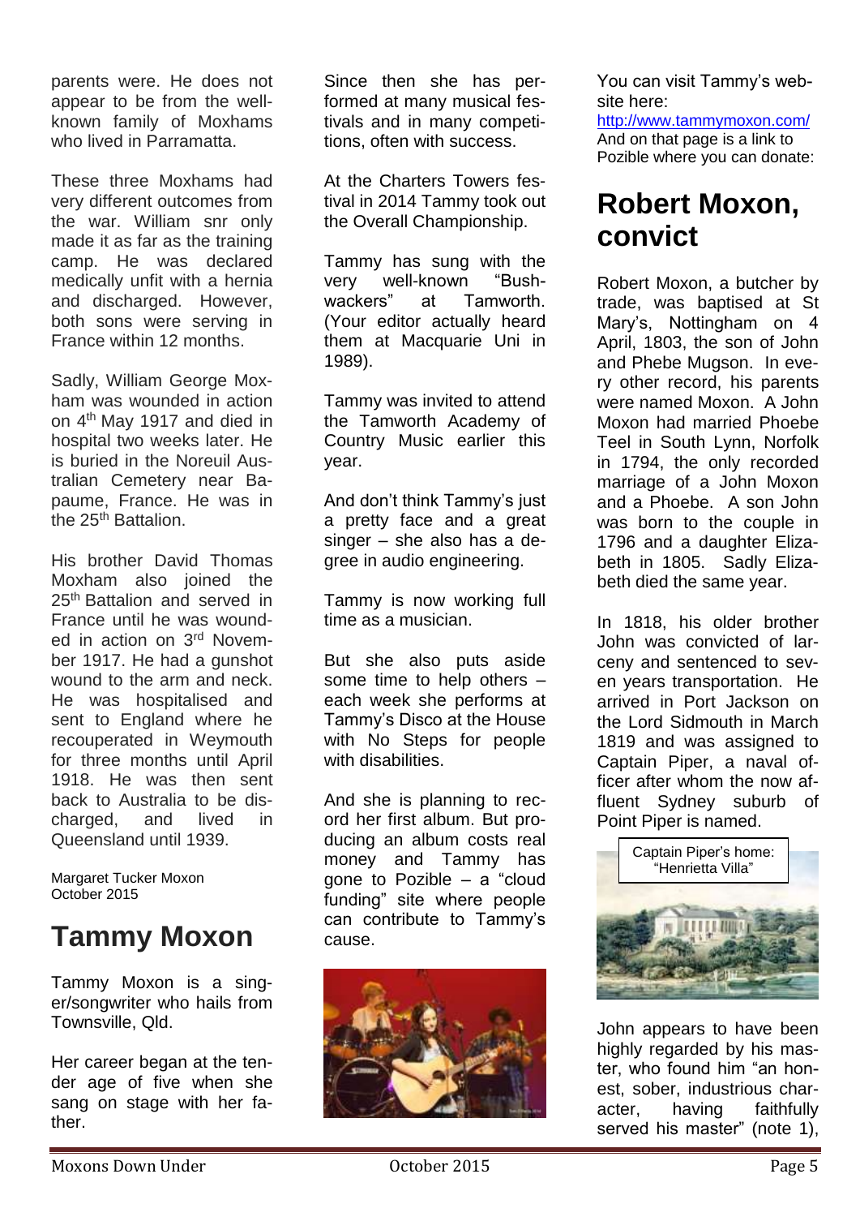parents were. He does not appear to be from the well-known family of Moxhams who lived in Parramatta.

These three Moxhams had very different outcomes from the war. William snr only made it as far as the training camp. He was declared medically unfit with a hernia and discharged. However, both sons were serving in France within 12 months.

Sadly, William George Moxham was wounded in action on 4th May 1917 and died in hospital two weeks later. He is buried in the Noreuil Australian Cemetery near Bapaume, France. He was in the 25th Battalion.

His brother David Thomas Moxham also joined the 25th Battalion and served in France until he was wounded in action on 3rd November 1917. He had a gunshot wound to the arm and neck. He was hospitalised and sent to England where he recouperated in Weymouth for three months until April 1918. He was then sent back to Australia to be discharged, and lived in Queensland until 1939.

Margaret Tucker Moxon
October 2015

# Tammy Moxon

Tammy Moxon is a singer/songwriter who hails from Townsville, Qld.

Her career began at the tender age of five when she sang on stage with her father.

Since then she has performed at many musical festivals and in many competitions, often with success.

At the Charters Towers festival in 2014 Tammy took out the Overall Championship.

Tammy has sung with the very well-known "Bushwackers" at Tamworth. (Your editor actually heard them at Macquarie Uni in 1989).

Tammy was invited to attend the Tamworth Academy of Country Music earlier this year.

And don't think Tammy's just a pretty face and a great singer – she also has a degree in audio engineering.

Tammy is now working full time as a musician.

But she also puts aside some time to help others – each week she performs at Tammy's Disco at the House with No Steps for people with disabilities.

And she is planning to record her first album. But producing an album costs real money and Tammy has gone to Pozible – a "cloud funding" site where people can contribute to Tammy's cause.

You can visit Tammy's website here:
http://www.tammymoxon.com/
And on that page is a link to Pozible where you can donate:

# Robert Moxon, convict

Robert Moxon, a butcher by trade, was baptised at St Mary's, Nottingham on 4 April, 1803, the son of John and Phebe Mugson. In every other record, his parents were named Moxon. A John Moxon had married Phoebe Teel in South Lynn, Norfolk in 1794, the only recorded marriage of a John Moxon and a Phoebe. A son John was born to the couple in 1796 and a daughter Elizabeth in 1805. Sadly Elizabeth died the same year.

In 1818, his older brother John was convicted of larceny and sentenced to seven years transportation. He arrived in Port Jackson on the Lord Sidmouth in March 1819 and was assigned to Captain Piper, a naval officer after whom the now affluent Sydney suburb of Point Piper is named.

Captain Piper's home: "Henrietta Villa"

John appears to have been highly regarded by his master, who found him "an honest, sober, industrious character, having faithfully served his master" (note 1),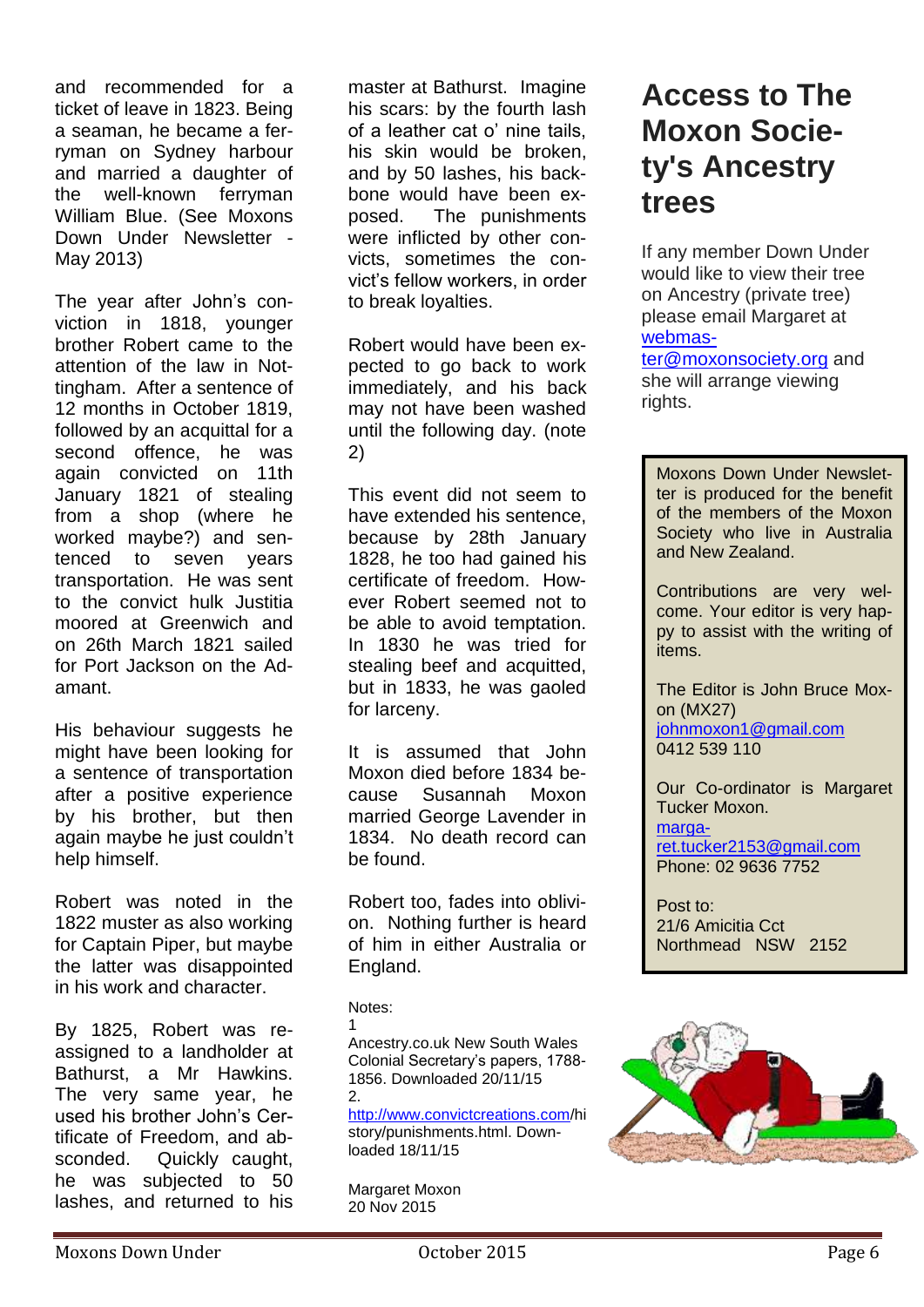and recommended for a ticket of leave in 1823. Being a seaman, he became a ferryman on Sydney harbour and married a daughter of the well-known ferryman William Blue. (See Moxons Down Under Newsletter - May 2013)

The year after John's conviction in 1818, younger brother Robert came to the attention of the law in Nottingham. After a sentence of 12 months in October 1819, followed by an acquittal for a second offence, he was again convicted on 11th January 1821 of stealing from a shop (where he worked maybe?) and sentenced to seven years transportation. He was sent to the convict hulk Justitia moored at Greenwich and on 26th March 1821 sailed for Port Jackson on the Adamant.

His behaviour suggests he might have been looking for a sentence of transportation after a positive experience by his brother, but then again maybe he just couldn't help himself.

Robert was noted in the 1822 muster as also working for Captain Piper, but maybe the latter was disappointed in his work and character.

By 1825, Robert was reassigned to a landholder at Bathurst, a Mr Hawkins. The very same year, he used his brother John's Certificate of Freedom, and absconded. Quickly caught, he was subjected to 50 lashes, and returned to his master at Bathurst. Imagine his scars: by the fourth lash of a leather cat o' nine tails, his skin would be broken, and by 50 lashes, his backbone would have been exposed. The punishments were inflicted by other convicts, sometimes the convict's fellow workers, in order to break loyalties.

Robert would have been expected to go back to work immediately, and his back may not have been washed until the following day. (note 2)

This event did not seem to have extended his sentence, because by 28th January 1828, he too had gained his certificate of freedom. However Robert seemed not to be able to avoid temptation. In 1830 he was tried for stealing beef and acquitted, but in 1833, he was gaoled for larceny.

It is assumed that John Moxon died before 1834 because Susannah Moxon married George Lavender in 1834. No death record can be found.

Robert too, fades into oblivion. Nothing further is heard of him in either Australia or England.

Notes:

1
Ancestry.co.uk New South Wales Colonial Secretary's papers, 1788-1856. Downloaded 20/11/15

2.
http://www.convictcreations.com/history/punishments.html. Downloaded 18/11/15

Margaret Moxon
20 Nov 2015

# Access to The Moxon Society's Ancestry trees

If any member Down Under would like to view their tree on Ancestry (private tree) please email Margaret at webmaster@moxonsociety.org and she will arrange viewing rights.

Moxons Down Under Newsletter is produced for the benefit of the members of the Moxon Society who live in Australia and New Zealand.

Contributions are very welcome. Your editor is very happy to assist with the writing of items.

The Editor is John Bruce Moxon (MX27)
johnmoxon1@gmail.com
0412 539 110

Our Co-ordinator is Margaret Tucker Moxon.
margaret.tucker2153@gmail.com
Phone: 02 9636 7752

Post to:
21/6 Amicitia Cct
Northmead NSW 2152